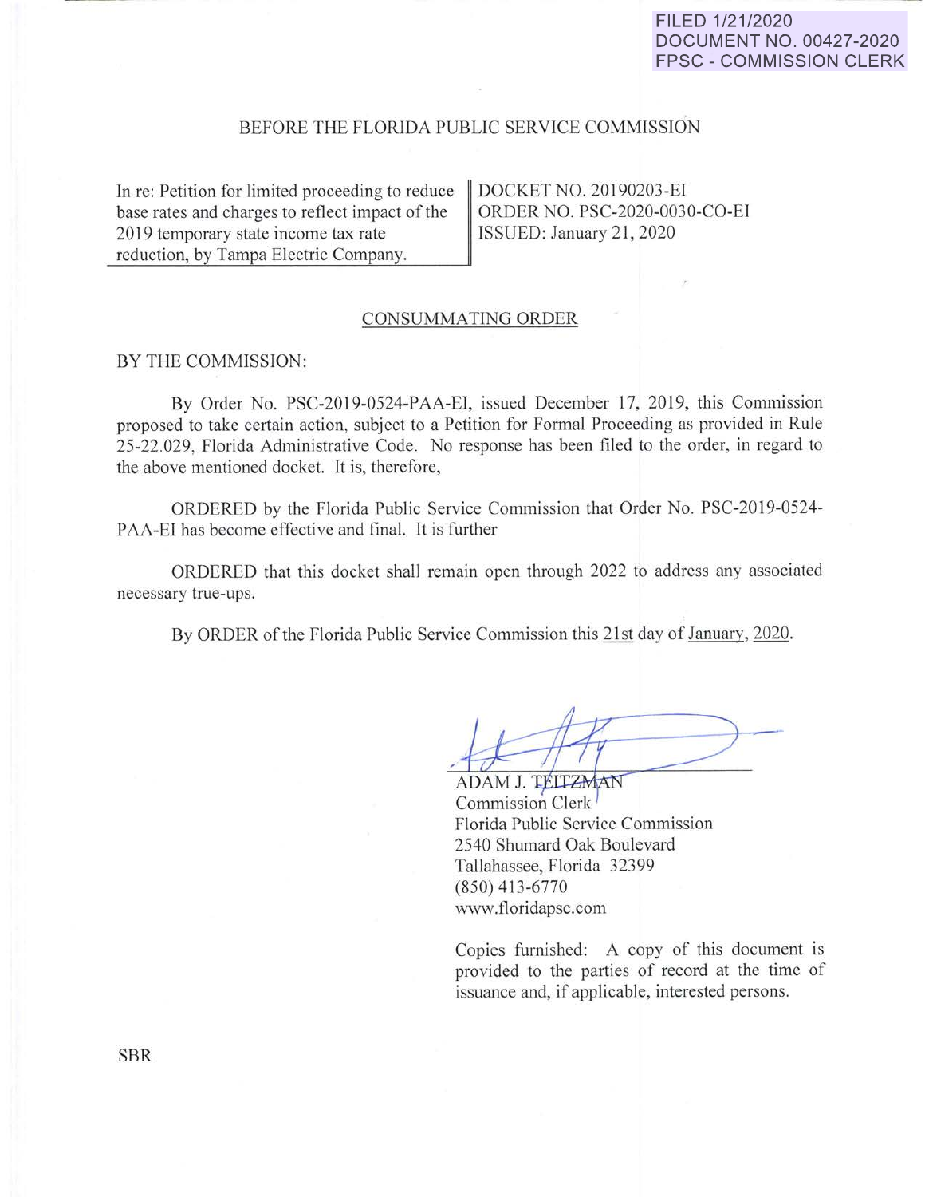FILED 1/21/2020
DOCUMENT NO. 00427-2020
FPSC - COMMISSION CLERK

BEFORE THE FLORIDA PUBLIC SERVICE COMMISSION

| In re: Petition for limited proceeding to reduce base rates and charges to reflect impact of the 2019 temporary state income tax rate reduction, by Tampa Electric Company. | DOCKET NO. 20190203-EI<br>ORDER NO. PSC-2020-0030-CO-EI<br>ISSUED: January 21, 2020 |
|---|---|

## CONSUMMATING ORDER

BY THE COMMISSION:

By Order No. PSC-2019-0524-PAA-EI, issued December 17, 2019, this Commission proposed to take certain action, subject to a Petition for Formal Proceeding as provided in Rule 25-22.029, Florida Administrative Code. No response has been filed to the order, in regard to the above mentioned docket. It is, therefore,

ORDERED by the Florida Public Service Commission that Order No. PSC-2019-0524-PAA-EI has become effective and final. It is further

ORDERED that this docket shall remain open through 2022 to address any associated necessary true-ups.

By ORDER of the Florida Public Service Commission this 21st day of January, 2020.

ADAM J. TEITZMAN
Commission Clerk
Florida Public Service Commission
2540 Shumard Oak Boulevard
Tallahassee, Florida 32399
(850) 413-6770
www.floridapsc.com

Copies furnished: A copy of this document is provided to the parties of record at the time of issuance and, if applicable, interested persons.

SBR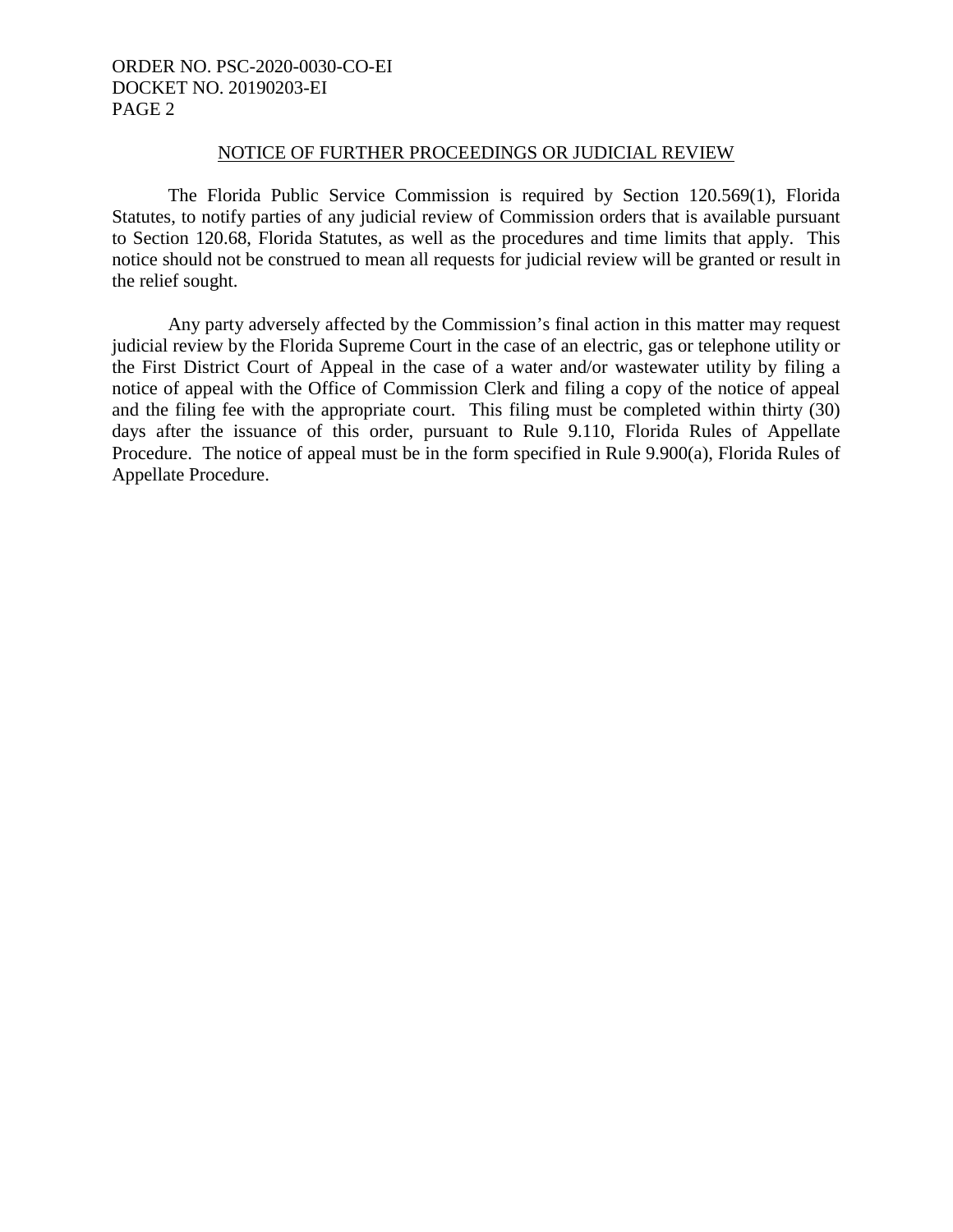## NOTICE OF FURTHER PROCEEDINGS OR JUDICIAL REVIEW

The Florida Public Service Commission is required by Section 120.569(1), Florida Statutes, to notify parties of any judicial review of Commission orders that is available pursuant to Section 120.68, Florida Statutes, as well as the procedures and time limits that apply. This notice should not be construed to mean all requests for judicial review will be granted or result in the relief sought.

Any party adversely affected by the Commission's final action in this matter may request judicial review by the Florida Supreme Court in the case of an electric, gas or telephone utility or the First District Court of Appeal in the case of a water and/or wastewater utility by filing a notice of appeal with the Office of Commission Clerk and filing a copy of the notice of appeal and the filing fee with the appropriate court. This filing must be completed within thirty (30) days after the issuance of this order, pursuant to Rule 9.110, Florida Rules of Appellate Procedure. The notice of appeal must be in the form specified in Rule 9.900(a), Florida Rules of Appellate Procedure.